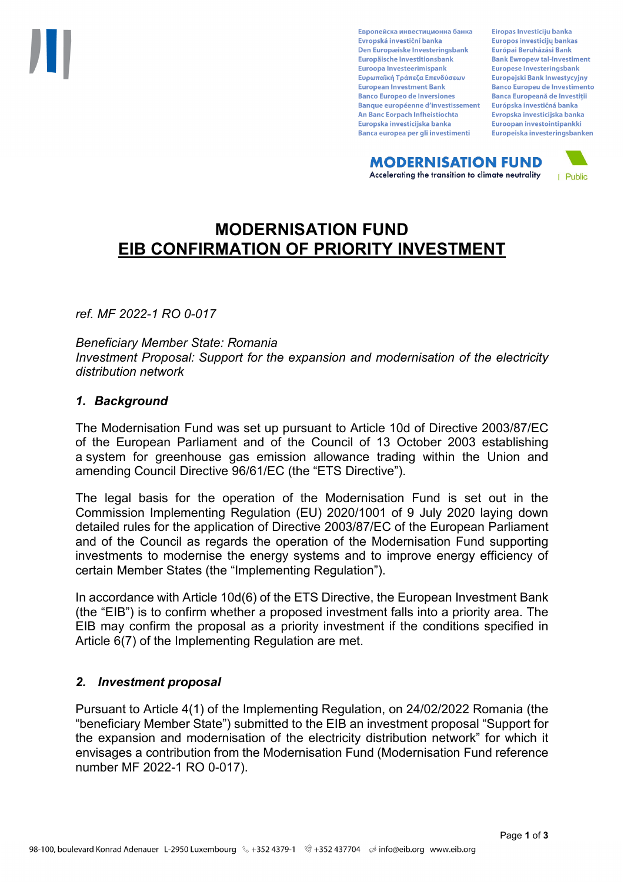# MODERNISATION FUND
# EIB CONFIRMATION OF PRIORITY INVESTMENT

*ref. MF 2022-1 RO 0-017*

*Beneficiary Member State: Romania*
*Investment Proposal: Support for the expansion and modernisation of the electricity distribution network*

## *1. Background*

The Modernisation Fund was set up pursuant to Article 10d of Directive 2003/87/EC of the European Parliament and of the Council of 13 October 2003 establishing a system for greenhouse gas emission allowance trading within the Union and amending Council Directive 96/61/EC (the "ETS Directive").

The legal basis for the operation of the Modernisation Fund is set out in the Commission Implementing Regulation (EU) 2020/1001 of 9 July 2020 laying down detailed rules for the application of Directive 2003/87/EC of the European Parliament and of the Council as regards the operation of the Modernisation Fund supporting investments to modernise the energy systems and to improve energy efficiency of certain Member States (the "Implementing Regulation").

In accordance with Article 10d(6) of the ETS Directive, the European Investment Bank (the "EIB") is to confirm whether a proposed investment falls into a priority area. The EIB may confirm the proposal as a priority investment if the conditions specified in Article 6(7) of the Implementing Regulation are met.

## *2. Investment proposal*

Pursuant to Article 4(1) of the Implementing Regulation, on 24/02/2022 Romania (the "beneficiary Member State") submitted to the EIB an investment proposal "Support for the expansion and modernisation of the electricity distribution network" for which it envisages a contribution from the Modernisation Fund (Modernisation Fund reference number MF 2022-1 RO 0-017).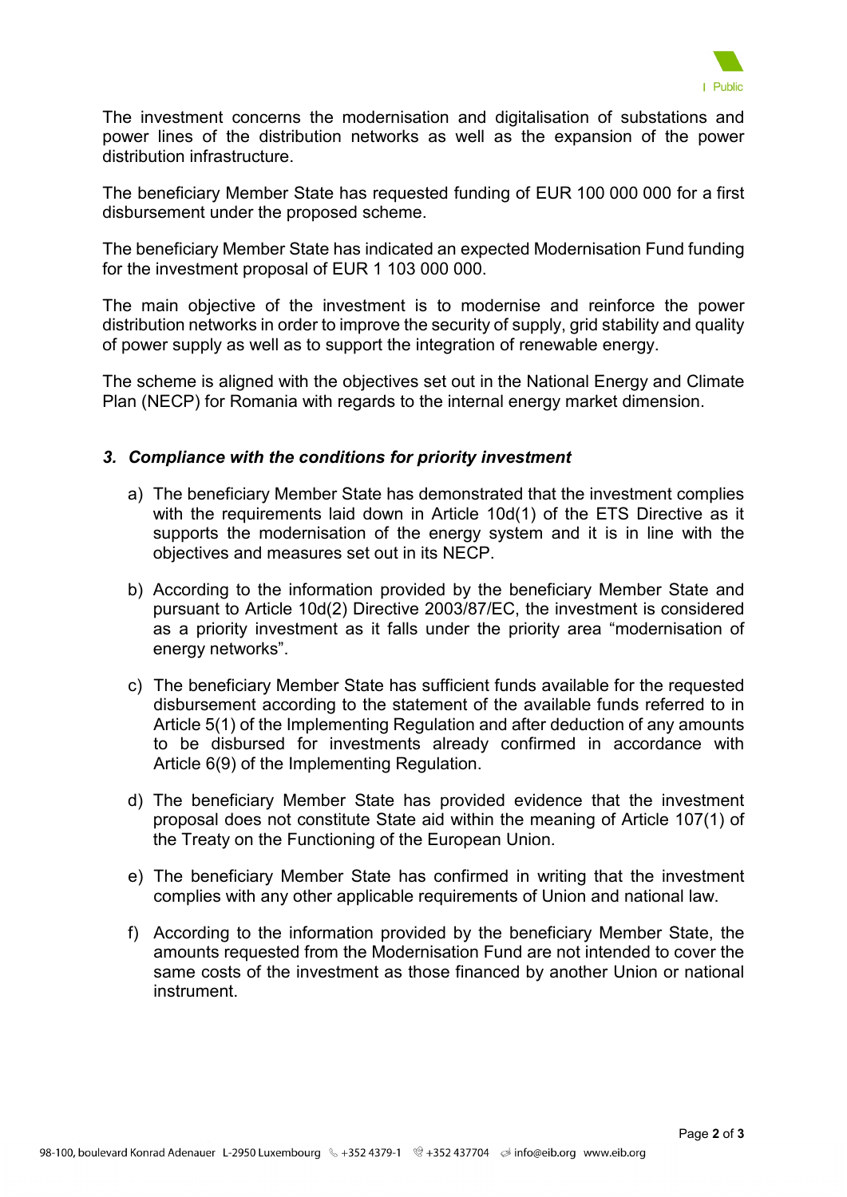The investment concerns the modernisation and digitalisation of substations and power lines of the distribution networks as well as the expansion of the power distribution infrastructure.

The beneficiary Member State has requested funding of EUR 100 000 000 for a first disbursement under the proposed scheme.

The beneficiary Member State has indicated an expected Modernisation Fund funding for the investment proposal of EUR 1 103 000 000.

The main objective of the investment is to modernise and reinforce the power distribution networks in order to improve the security of supply, grid stability and quality of power supply as well as to support the integration of renewable energy.

The scheme is aligned with the objectives set out in the National Energy and Climate Plan (NECP) for Romania with regards to the internal energy market dimension.

### *3. Compliance with the conditions for priority investment*

a) The beneficiary Member State has demonstrated that the investment complies with the requirements laid down in Article 10d(1) of the ETS Directive as it supports the modernisation of the energy system and it is in line with the objectives and measures set out in its NECP.

b) According to the information provided by the beneficiary Member State and pursuant to Article 10d(2) Directive 2003/87/EC, the investment is considered as a priority investment as it falls under the priority area "modernisation of energy networks".

c) The beneficiary Member State has sufficient funds available for the requested disbursement according to the statement of the available funds referred to in Article 5(1) of the Implementing Regulation and after deduction of any amounts to be disbursed for investments already confirmed in accordance with Article 6(9) of the Implementing Regulation.

d) The beneficiary Member State has provided evidence that the investment proposal does not constitute State aid within the meaning of Article 107(1) of the Treaty on the Functioning of the European Union.

e) The beneficiary Member State has confirmed in writing that the investment complies with any other applicable requirements of Union and national law.

f) According to the information provided by the beneficiary Member State, the amounts requested from the Modernisation Fund are not intended to cover the same costs of the investment as those financed by another Union or national instrument.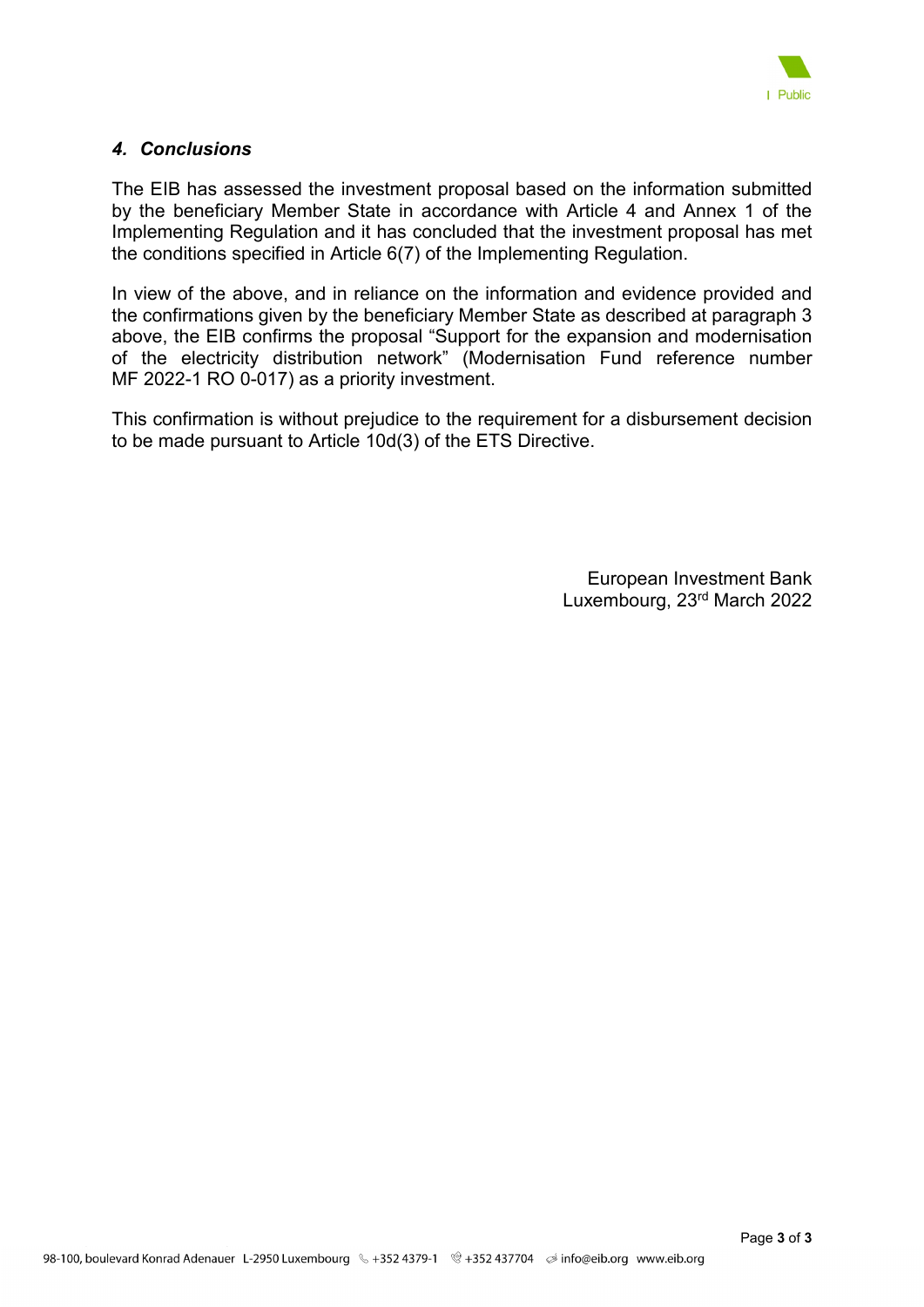### *4. Conclusions*

The EIB has assessed the investment proposal based on the information submitted by the beneficiary Member State in accordance with Article 4 and Annex 1 of the Implementing Regulation and it has concluded that the investment proposal has met the conditions specified in Article 6(7) of the Implementing Regulation.

In view of the above, and in reliance on the information and evidence provided and the confirmations given by the beneficiary Member State as described at paragraph 3 above, the EIB confirms the proposal "Support for the expansion and modernisation of the electricity distribution network" (Modernisation Fund reference number MF 2022-1 RO 0-017) as a priority investment.

This confirmation is without prejudice to the requirement for a disbursement decision to be made pursuant to Article 10d(3) of the ETS Directive.

European Investment Bank
Luxembourg, 23rd March 2022